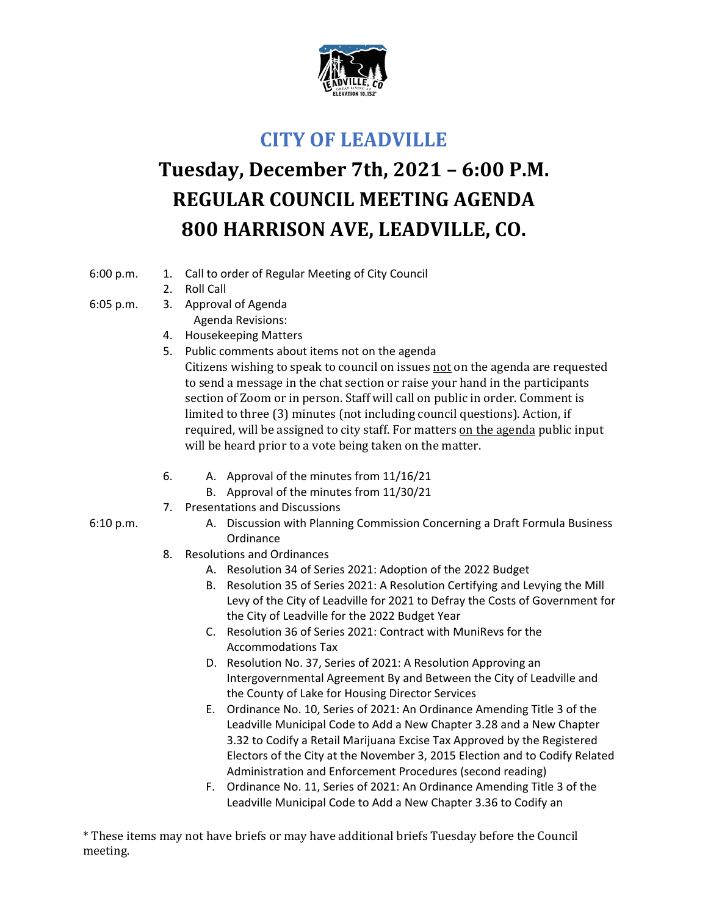# CITY OF LEADVILLE

## Tuesday, December 7th, 2021 – 6:00 P.M.
## REGULAR COUNCIL MEETING AGENDA
## 800 HARRISON AVE, LEADVILLE, CO.

6:00 p.m.
1. Call to order of Regular Meeting of City Council
2. Roll Call

6:05 p.m.
3. Approval of Agenda
   Agenda Revisions:
4. Housekeeping Matters
5. Public comments about items not on the agenda
   Citizens wishing to speak to council on issues not on the agenda are requested to send a message in the chat section or raise your hand in the participants section of Zoom or in person. Staff will call on public in order. Comment is limited to three (3) minutes (not including council questions). Action, if required, will be assigned to city staff. For matters on the agenda public input will be heard prior to a vote being taken on the matter.
6. A. Approval of the minutes from 11/16/21
   B. Approval of the minutes from 11/30/21
7. Presentations and Discussions

6:10 p.m.
   A. Discussion with Planning Commission Concerning a Draft Formula Business Ordinance
8. Resolutions and Ordinances
   A. Resolution 34 of Series 2021: Adoption of the 2022 Budget
   B. Resolution 35 of Series 2021: A Resolution Certifying and Levying the Mill Levy of the City of Leadville for 2021 to Defray the Costs of Government for the City of Leadville for the 2022 Budget Year
   C. Resolution 36 of Series 2021: Contract with MuniRevs for the Accommodations Tax
   D. Resolution No. 37, Series of 2021: A Resolution Approving an Intergovernmental Agreement By and Between the City of Leadville and the County of Lake for Housing Director Services
   E. Ordinance No. 10, Series of 2021: An Ordinance Amending Title 3 of the Leadville Municipal Code to Add a New Chapter 3.28 and a New Chapter 3.32 to Codify a Retail Marijuana Excise Tax Approved by the Registered Electors of the City at the November 3, 2015 Election and to Codify Related Administration and Enforcement Procedures (second reading)
   F. Ordinance No. 11, Series of 2021: An Ordinance Amending Title 3 of the Leadville Municipal Code to Add a New Chapter 3.36 to Codify an

* These items may not have briefs or may have additional briefs Tuesday before the Council meeting.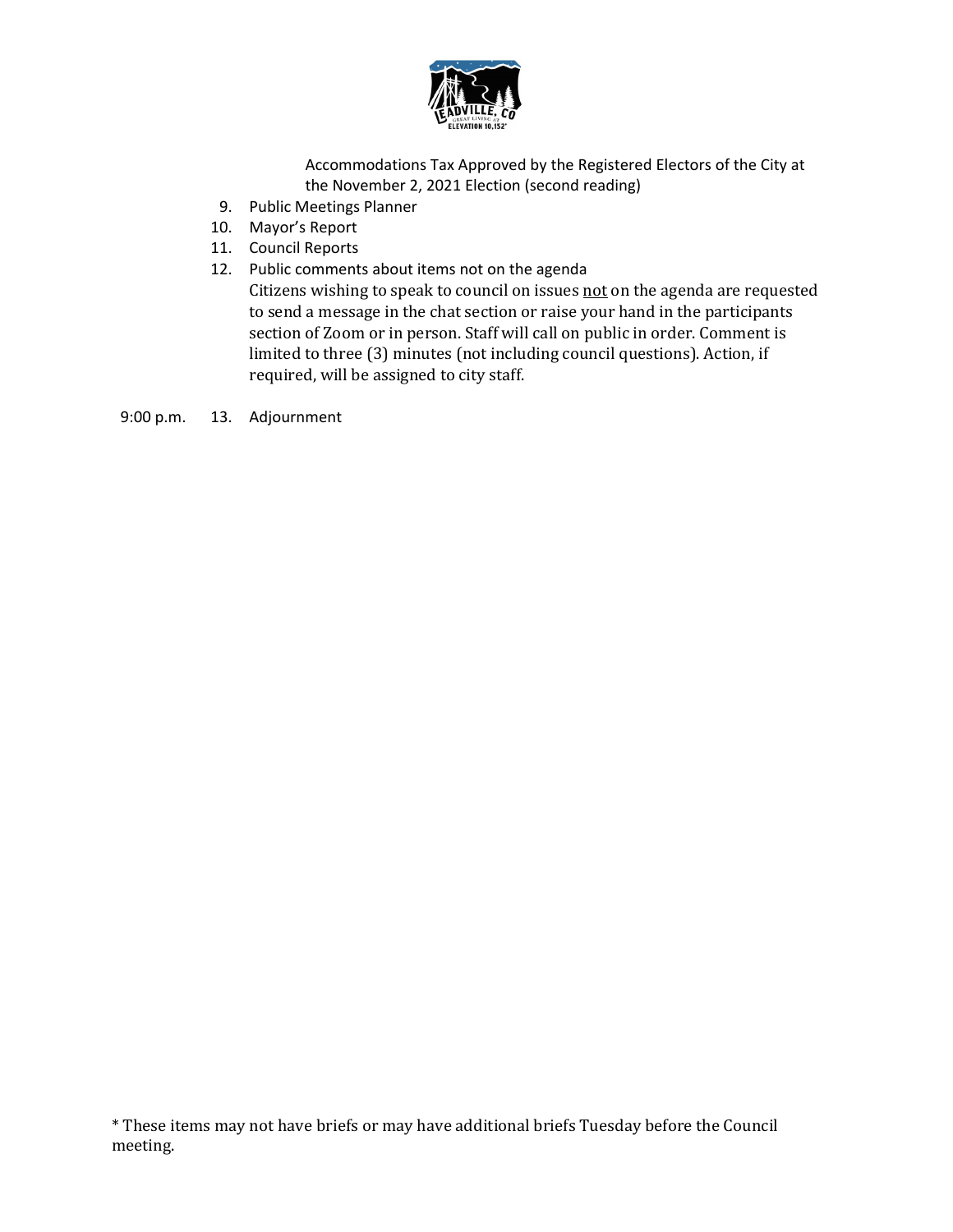Accommodations Tax Approved by the Registered Electors of the City at the November 2, 2021 Election (second reading)

9. Public Meetings Planner
10. Mayor's Report
11. Council Reports
12. Public comments about items not on the agenda
    Citizens wishing to speak to council on issues not on the agenda are requested to send a message in the chat section or raise your hand in the participants section of Zoom or in person. Staff will call on public in order. Comment is limited to three (3) minutes (not including council questions). Action, if required, will be assigned to city staff.

9:00 p.m. 13. Adjournment

* These items may not have briefs or may have additional briefs Tuesday before the Council meeting.